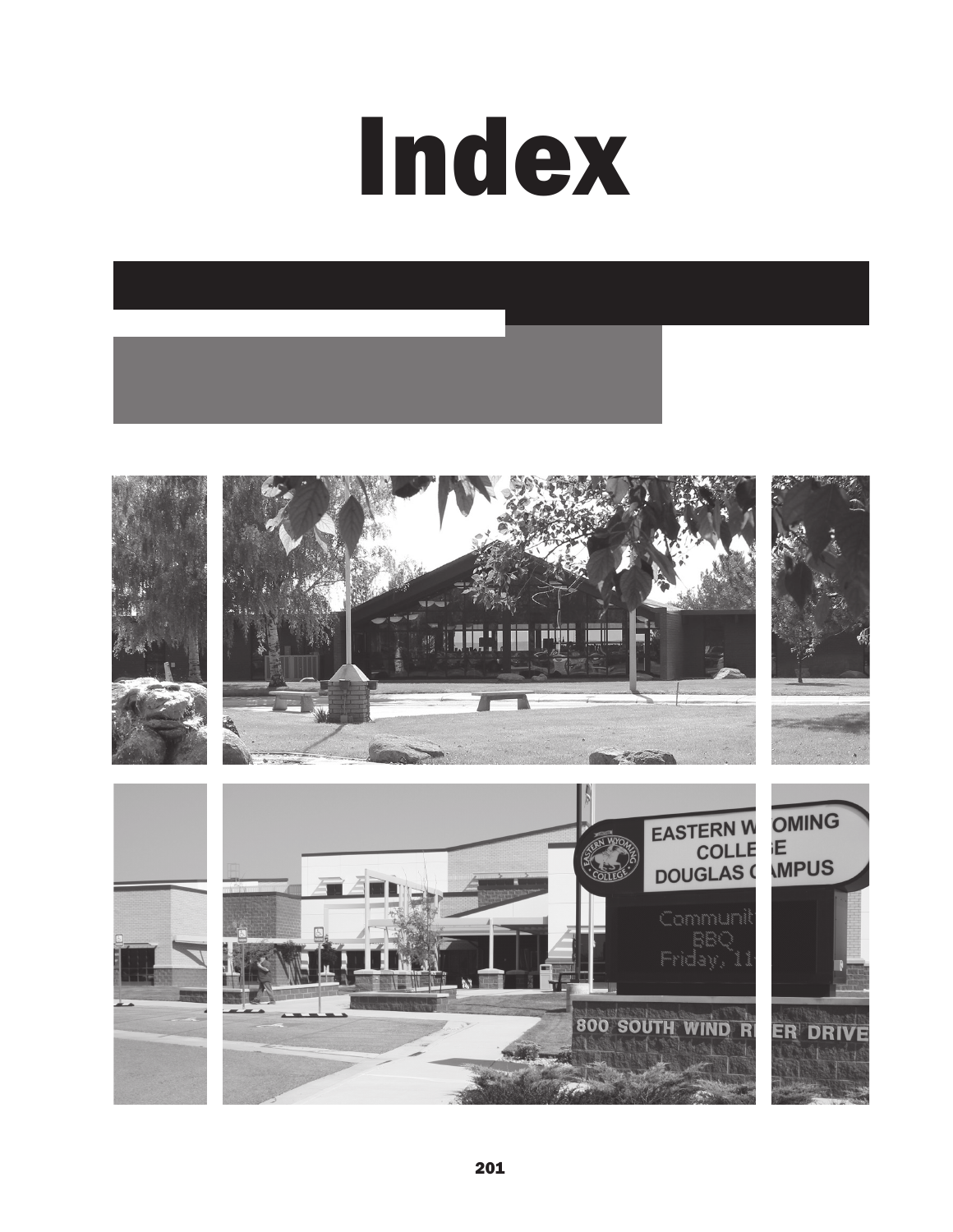# Index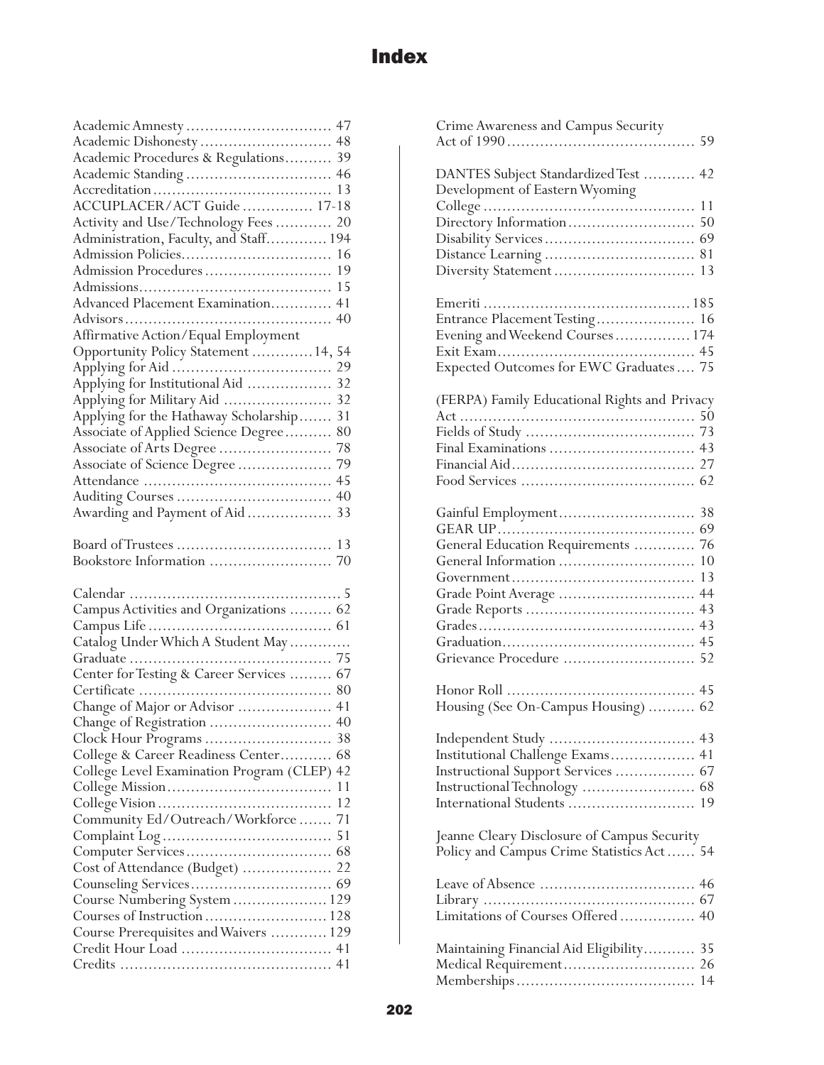# Index

Academic Amnesty .............................. 47
Academic Dishonesty ........................... 48
Academic Procedures & Regulations.......... 39
Academic Standing .............................. 46
Accreditation ..................................... 13
ACCUPLACER/ACT Guide ............... 17-18
Activity and Use/Technology Fees ............ 20
Administration, Faculty, and Staff............. 194
Admission Policies................................ 16
Admission Procedures ........................... 19
Admissions......................................... 15
Advanced Placement Examination............. 41
Advisors............................................ 40
Affirmative Action/Equal Employment Opportunity Policy Statement .............14, 54
Applying for Aid .................................. 29
Applying for Institutional Aid .................. 32
Applying for Military Aid ....................... 32
Applying for the Hathaway Scholarship....... 31
Associate of Applied Science Degree.......... 80
Associate of Arts Degree ........................ 78
Associate of Science Degree .................... 79
Attendance ........................................ 45
Auditing Courses ................................. 40
Awarding and Payment of Aid .................. 33

Board of Trustees ................................. 13
Bookstore Information .......................... 70

Calendar ............................................. 5
Campus Activities and Organizations ......... 62
Campus Life ....................................... 61
Catalog Under Which A Student May Graduate ........................................... 75
Center for Testing & Career Services ......... 67
Certificate ......................................... 80
Change of Major or Advisor .................... 41
Change of Registration .......................... 40
Clock Hour Programs ........................... 38
College & Career Readiness Center........... 68
College Level Examination Program (CLEP) 42
College Mission................................... 11
College Vision ..................................... 12
Community Ed/Outreach/Workforce ....... 71
Complaint Log .................................... 51
Computer Services ............................... 68
Cost of Attendance (Budget) ................... 22
Counseling Services.............................. 69
Course Numbering System .................... 129
Courses of Instruction .......................... 128
Course Prerequisites and Waivers ............ 129
Credit Hour Load ................................ 41
Credits ............................................. 41

Crime Awareness and Campus Security Act of 1990 ........................................ 59

DANTES Subject Standardized Test ........... 42
Development of Eastern Wyoming College ............................................. 11
Directory Information ........................... 50
Disability Services ................................ 69
Distance Learning ................................ 81
Diversity Statement .............................. 13

Emeriti ........................................... 185
Entrance Placement Testing..................... 16
Evening and Weekend Courses ................ 174
Exit Exam.......................................... 45
Expected Outcomes for EWC Graduates .... 75

(FERPA) Family Educational Rights and Privacy Act .................................................. 50
Fields of Study .................................... 73
Final Examinations ............................... 43
Financial Aid ...................................... 27
Food Services ..................................... 62

Gainful Employment............................. 38
GEAR UP .......................................... 69
General Education Requirements ............. 76
General Information ............................. 10
Government ....................................... 13
Grade Point Average ............................. 44
Grade Reports .................................... 43
Grades .............................................. 43
Graduation......................................... 45
Grievance Procedure ............................ 52

Honor Roll ........................................ 45
Housing (See On-Campus Housing) .......... 62

Independent Study ............................... 43
Institutional Challenge Exams.................. 41
Instructional Support Services ................. 67
Instructional Technology ........................ 68
International Students ........................... 19

Jeanne Cleary Disclosure of Campus Security Policy and Campus Crime Statistics Act ...... 54

Leave of Absence ................................. 46
Library ............................................. 67
Limitations of Courses Offered ................ 40

Maintaining Financial Aid Eligibility........... 35
Medical Requirement............................ 26
Memberships...................................... 14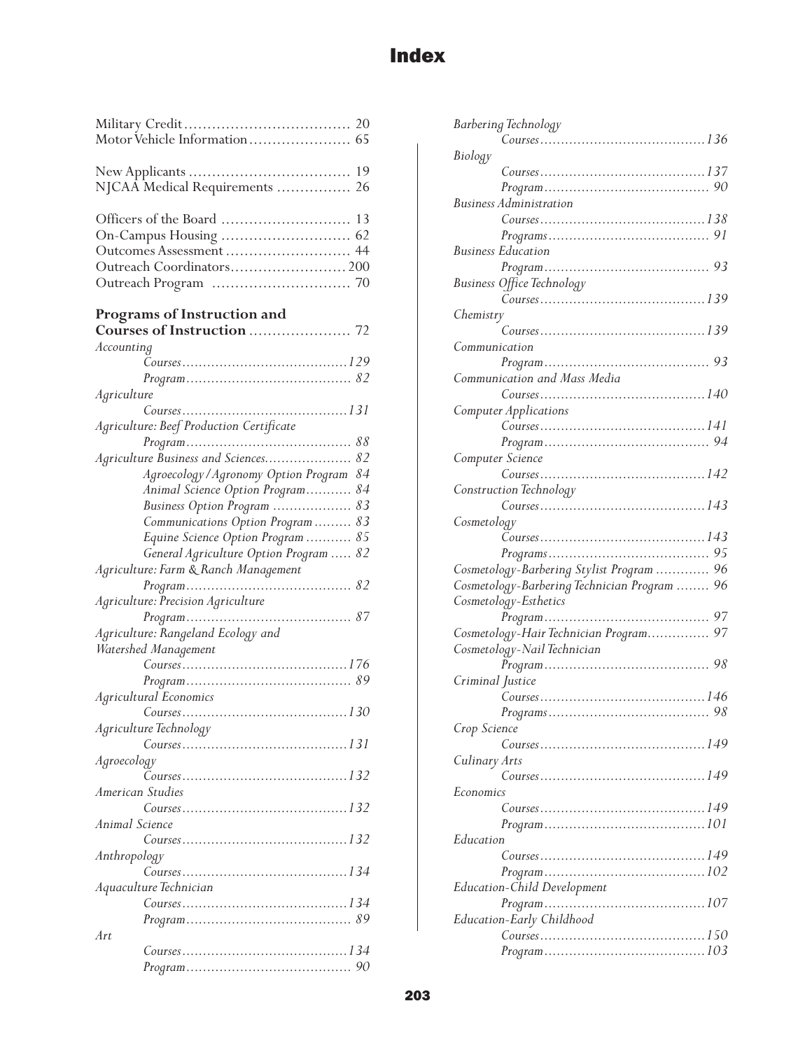# Index

Military Credit .................................... 20
Motor Vehicle Information ...................... 65

New Applicants ................................... 19
NJCAA Medical Requirements ................ 26

Officers of the Board ............................ 13
On-Campus Housing ............................ 62
Outcomes Assessment ........................... 44
Outreach Coordinators......................... 200
Outreach Program .............................. 70

**Programs of Instruction and Courses of Instruction** ...................... 72

*Accounting*
- *Courses........................................129*
- *Program........................................ 82*

*Agriculture*
- *Courses........................................131*

*Agriculture: Beef Production Certificate*
- *Program........................................ 88*

*Agriculture Business and Sciences..................... 82*
- *Agroecology/Agronomy Option Program 84*
- *Animal Science Option Program........... 84*
- *Business Option Program ................... 83*
- *Communications Option Program ......... 83*
- *Equine Science Option Program ........... 85*
- *General Agriculture Option Program ..... 82*

*Agriculture: Farm & Ranch Management*
- *Program........................................ 82*

*Agriculture: Precision Agriculture*
- *Program........................................ 87*

*Agriculture: Rangeland Ecology and Watershed Management*
- *Courses........................................176*
- *Program........................................ 89*

*Agricultural Economics*
- *Courses........................................130*

*Agriculture Technology*
- *Courses........................................131*

*Agroecology*
- *Courses........................................132*

*American Studies*
- *Courses........................................132*

*Animal Science*
- *Courses........................................132*

*Anthropology*
- *Courses........................................134*

*Aquaculture Technician*
- *Courses........................................134*
- *Program........................................ 89*

*Art*
- *Courses........................................134*
- *Program........................................ 90*

*Barbering Technology*
- *Courses........................................136*

*Biology*
- *Courses........................................137*
- *Program........................................ 90*

*Business Administration*
- *Courses........................................138*
- *Programs....................................... 91*

*Business Education*
- *Program........................................ 93*

*Business Office Technology*
- *Courses........................................139*

*Chemistry*
- *Courses........................................139*

*Communication*
- *Program........................................ 93*

*Communication and Mass Media*
- *Courses........................................140*

*Computer Applications*
- *Courses........................................141*
- *Program........................................ 94*

*Computer Science*
- *Courses........................................142*

*Construction Technology*
- *Courses........................................143*

*Cosmetology*
- *Courses........................................143*
- *Programs....................................... 95*

*Cosmetology-Barbering Stylist Program ............. 96*

*Cosmetology-Barbering Technician Program ........ 96*

*Cosmetology-Esthetics*
- *Program........................................ 97*

*Cosmetology-Hair Technician Program............... 97*

*Cosmetology-Nail Technician*
- *Program........................................ 98*

*Criminal Justice*
- *Courses........................................146*
- *Programs....................................... 98*

*Crop Science*
- *Courses........................................149*

*Culinary Arts*
- *Courses........................................149*

*Economics*
- *Courses........................................149*
- *Program.......................................101*

*Education*
- *Courses........................................149*
- *Program.......................................102*

*Education-Child Development*
- *Program.......................................107*

*Education-Early Childhood*
- *Courses........................................150*
- *Program.......................................103*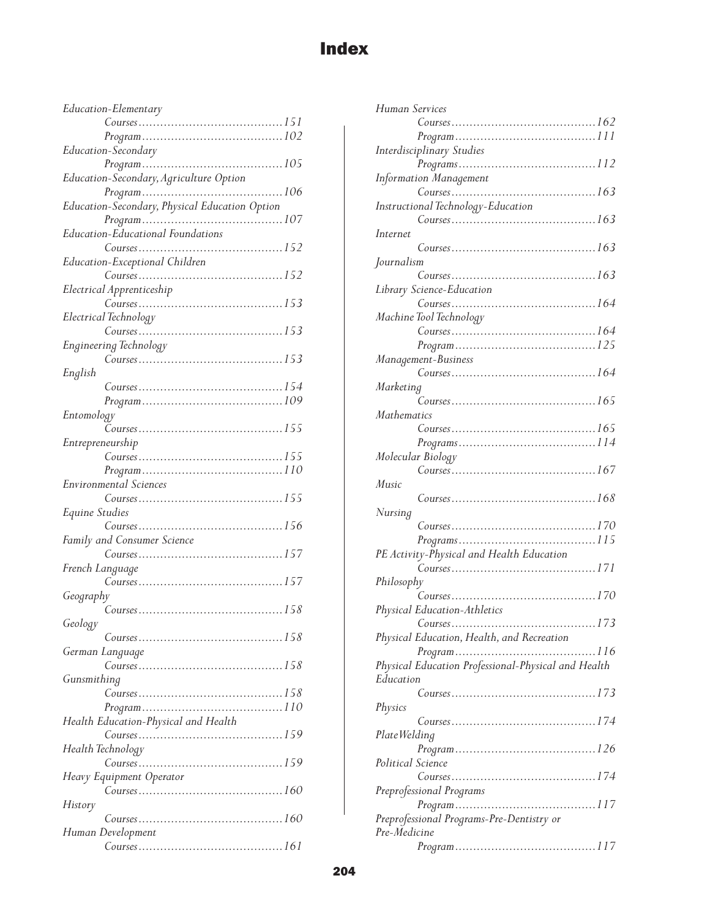# Index

*Education-Elementary*
- *Courses* ........ *151*
- *Program* ........ *102*

*Education-Secondary*
- *Program* ........ *105*

*Education-Secondary, Agriculture Option*
- *Program* ........ *106*

*Education-Secondary, Physical Education Option*
- *Program* ........ *107*

*Education-Educational Foundations*
- *Courses* ........ *152*

*Education-Exceptional Children*
- *Courses* ........ *152*

*Electrical Apprenticeship*
- *Courses* ........ *153*

*Electrical Technology*
- *Courses* ........ *153*

*Engineering Technology*
- *Courses* ........ *153*

*English*
- *Courses* ........ *154*
- *Program* ........ *109*

*Entomology*
- *Courses* ........ *155*

*Entrepreneurship*
- *Courses* ........ *155*
- *Program* ........ *110*

*Environmental Sciences*
- *Courses* ........ *155*

*Equine Studies*
- *Courses* ........ *156*

*Family and Consumer Science*
- *Courses* ........ *157*

*French Language*
- *Courses* ........ *157*

*Geography*
- *Courses* ........ *158*

*Geology*
- *Courses* ........ *158*

*German Language*
- *Courses* ........ *158*

*Gunsmithing*
- *Courses* ........ *158*
- *Program* ........ *110*

*Health Education-Physical and Health*
- *Courses* ........ *159*

*Health Technology*
- *Courses* ........ *159*

*Heavy Equipment Operator*
- *Courses* ........ *160*

*History*
- *Courses* ........ *160*

*Human Development*
- *Courses* ........ *161*

*Human Services*
- *Courses* ........ *162*
- *Program* ........ *111*

*Interdisciplinary Studies*
- *Programs* ........ *112*

*Information Management*
- *Courses* ........ *163*

*Instructional Technology-Education*
- *Courses* ........ *163*

*Internet*
- *Courses* ........ *163*

*Journalism*
- *Courses* ........ *163*

*Library Science-Education*
- *Courses* ........ *164*

*Machine Tool Technology*
- *Courses* ........ *164*
- *Program* ........ *125*

*Management-Business*
- *Courses* ........ *164*

*Marketing*
- *Courses* ........ *165*

*Mathematics*
- *Courses* ........ *165*
- *Programs* ........ *114*

*Molecular Biology*
- *Courses* ........ *167*

*Music*
- *Courses* ........ *168*

*Nursing*
- *Courses* ........ *170*
- *Programs* ........ *115*

*PE Activity-Physical and Health Education*
- *Courses* ........ *171*

*Philosophy*
- *Courses* ........ *170*

*Physical Education-Athletics*
- *Courses* ........ *173*

*Physical Education, Health, and Recreation*
- *Program* ........ *116*

*Physical Education Professional-Physical and Health Education*
- *Courses* ........ *173*

*Physics*
- *Courses* ........ *174*

*Plate Welding*
- *Program* ........ *126*

*Political Science*
- *Courses* ........ *174*

*Preprofessional Programs*
- *Program* ........ *117*

*Preprofessional Programs-Pre-Dentistry or Pre-Medicine*
- *Program* ........ *117*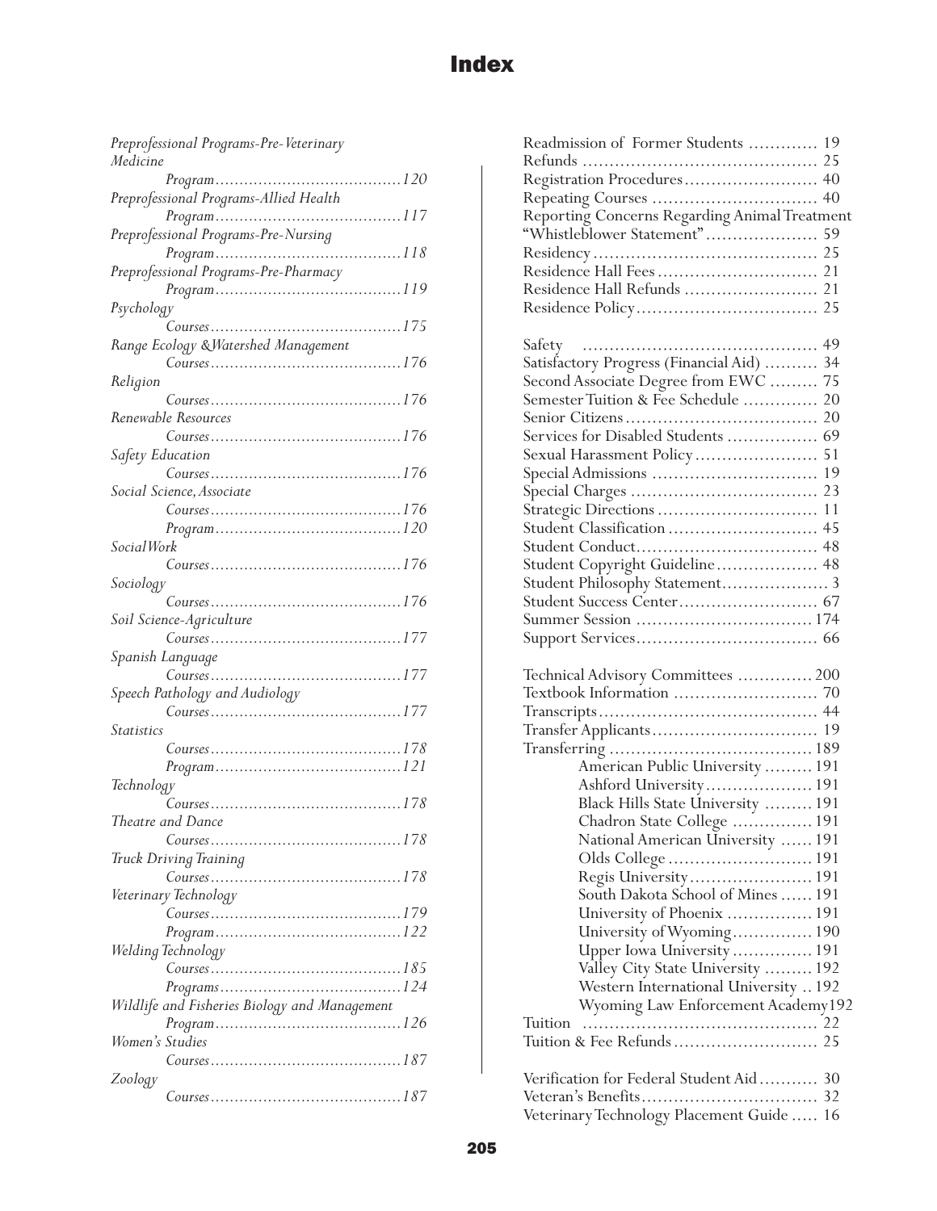# Index

*Preprofessional Programs-Pre-Veterinary Medicine*
- *Program......................................120*

*Preprofessional Programs-Allied Health*
- *Program......................................117*

*Preprofessional Programs-Pre-Nursing*
- *Program......................................118*

*Preprofessional Programs-Pre-Pharmacy*
- *Program......................................119*

*Psychology*
- *Courses.......................................175*

*Range Ecology &Watershed Management*
- *Courses.......................................176*

*Religion*
- *Courses.......................................176*

*Renewable Resources*
- *Courses.......................................176*

*Safety Education*
- *Courses.......................................176*

*Social Science, Associate*
- *Courses.......................................176*
- *Program......................................120*

*Social Work*
- *Courses.......................................176*

*Sociology*
- *Courses.......................................176*

*Soil Science-Agriculture*
- *Courses.......................................177*

*Spanish Language*
- *Courses.......................................177*

*Speech Pathology and Audiology*
- *Courses.......................................177*

*Statistics*
- *Courses.......................................178*
- *Program......................................121*

*Technology*
- *Courses.......................................178*

*Theatre and Dance*
- *Courses.......................................178*

*Truck Driving Training*
- *Courses.......................................178*

*Veterinary Technology*
- *Courses.......................................179*
- *Program......................................122*

*Welding Technology*
- *Courses.......................................185*
- *Programs.....................................124*

*Wildlife and Fisheries Biology and Management*
- *Program......................................126*

*Women's Studies*
- *Courses.......................................187*

*Zoology*
- *Courses.......................................187*

Readmission of Former Students ............. 19
Refunds ............................................ 25
Registration Procedures......................... 40
Repeating Courses ............................... 40
Reporting Concerns Regarding Animal Treatment "Whistleblower Statement"..................... 59
Residency.......................................... 25
Residence Hall Fees .............................. 21
Residence Hall Refunds ......................... 21
Residence Policy.................................. 25

Safety ............................................ 49
Satisfactory Progress (Financial Aid) .......... 34
Second Associate Degree from EWC ......... 75
Semester Tuition & Fee Schedule .............. 20
Senior Citizens.................................... 20
Services for Disabled Students ................. 69
Sexual Harassment Policy....................... 51
Special Admissions ............................... 19
Special Charges ................................... 23
Strategic Directions .............................. 11
Student Classification ............................ 45
Student Conduct.................................. 48
Student Copyright Guideline................... 48
Student Philosophy Statement.................... 3
Student Success Center.......................... 67
Summer Session ................................. 174
Support Services.................................. 66

Technical Advisory Committees .............. 200
Textbook Information ........................... 70
Transcripts......................................... 44
Transfer Applicants............................... 19
Transferring ...................................... 189
- American Public University ......... 191
- Ashford University.................... 191
- Black Hills State University ......... 191
- Chadron State College ............... 191
- National American University ...... 191
- Olds College ........................... 191
- Regis University....................... 191
- South Dakota School of Mines ...... 191
- University of Phoenix ................ 191
- University of Wyoming............... 190
- Upper Iowa University ............... 191
- Valley City State University ......... 192
- Western International University .. 192
- Wyoming Law Enforcement Academy192

Tuition ............................................ 22
Tuition & Fee Refunds........................... 25

Verification for Federal Student Aid........... 30
Veteran's Benefits................................. 32
Veterinary Technology Placement Guide ..... 16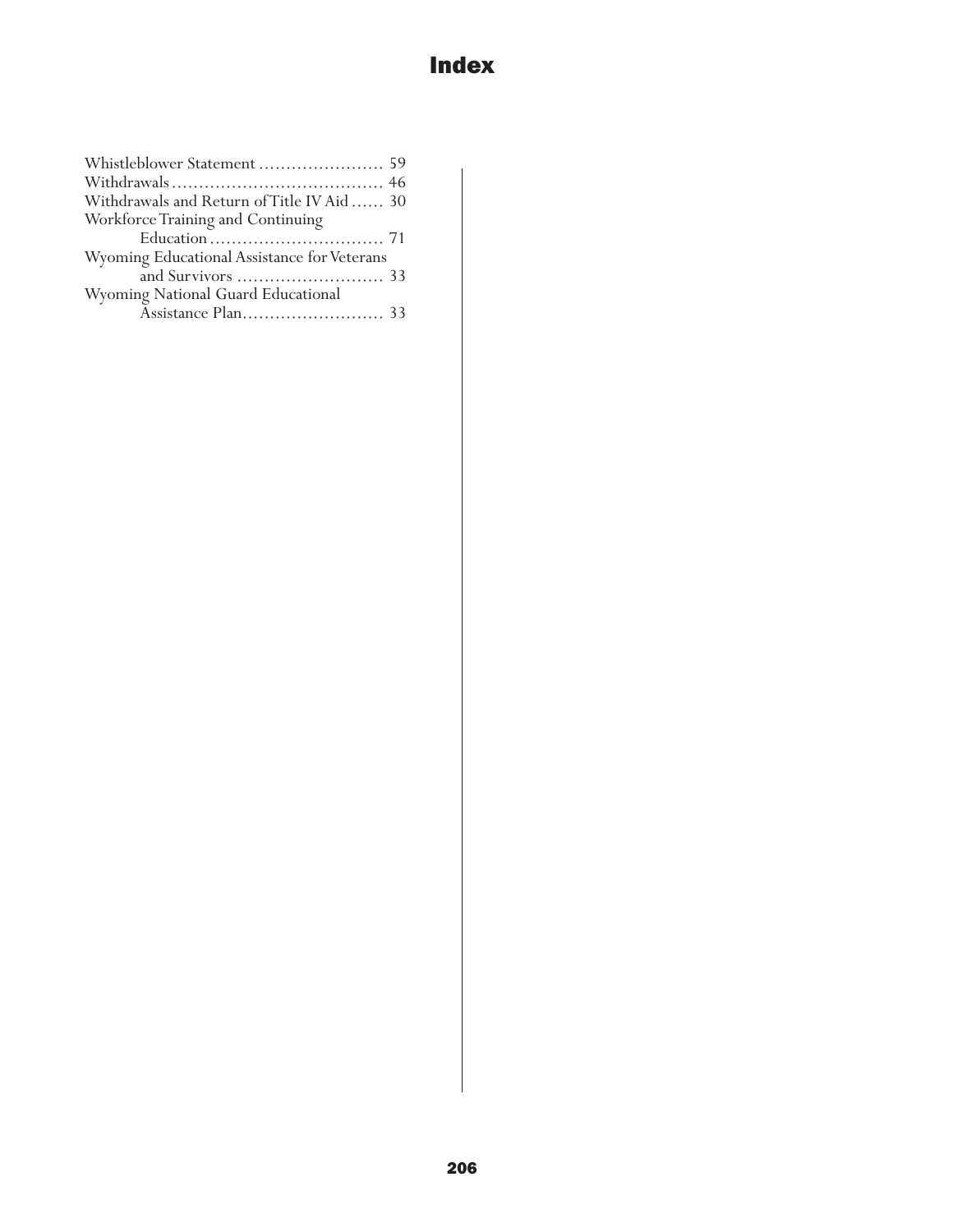# Index

Whistleblower Statement ........................ 59
Withdrawals ........................................ 46
Withdrawals and Return of Title IV Aid ...... 30
Workforce Training and Continuing
        Education ................................ 71
Wyoming Educational Assistance for Veterans
        and Survivors ........................... 33
Wyoming National Guard Educational
        Assistance Plan.......................... 33